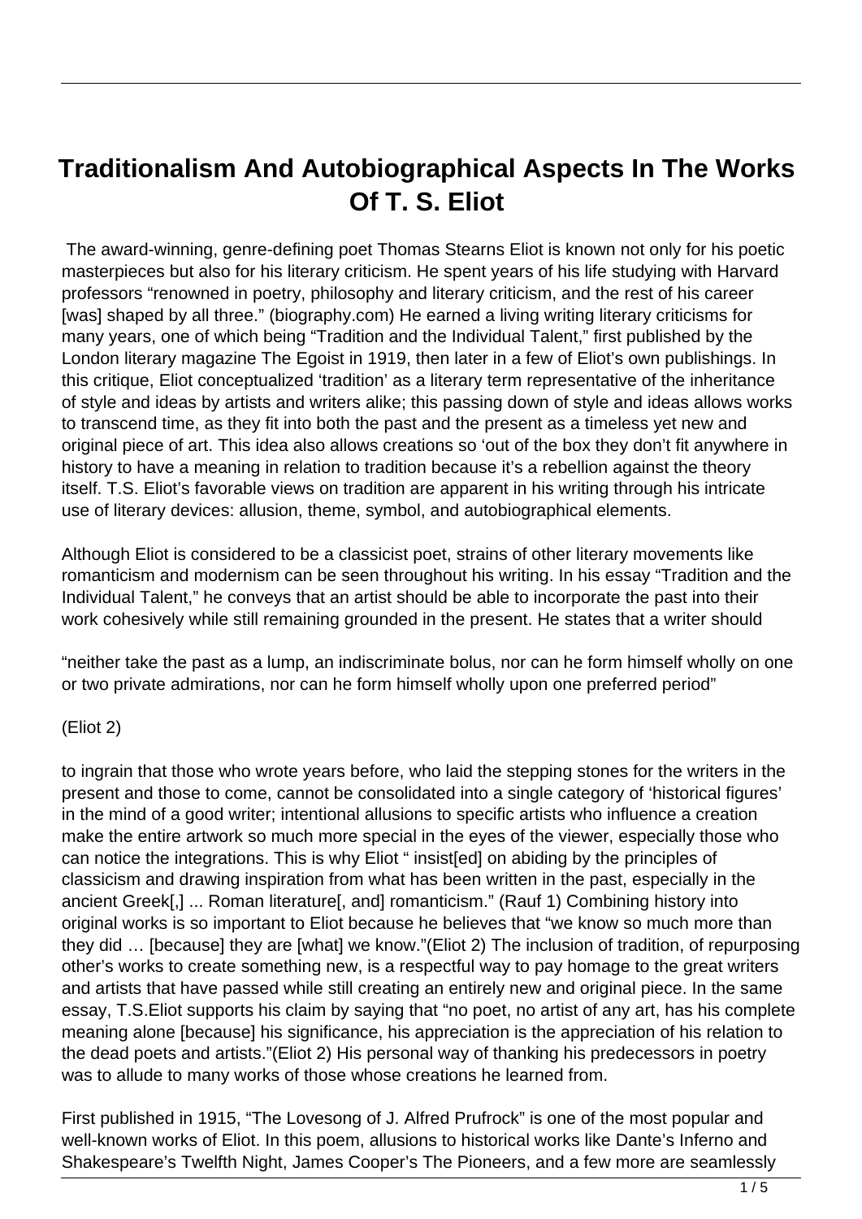# Traditionalism And Autobiographical Aspects In The Works Of T. S. Eliot

The award-winning, genre-defining poet Thomas Stearns Eliot is known not only for his poetic masterpieces but also for his literary criticism. He spent years of his life studying with Harvard professors "renowned in poetry, philosophy and literary criticism, and the rest of his career [was] shaped by all three." (biography.com) He earned a living writing literary criticisms for many years, one of which being "Tradition and the Individual Talent," first published by the London literary magazine The Egoist in 1919, then later in a few of Eliot's own publishings. In this critique, Eliot conceptualized 'tradition' as a literary term representative of the inheritance of style and ideas by artists and writers alike; this passing down of style and ideas allows works to transcend time, as they fit into both the past and the present as a timeless yet new and original piece of art. This idea also allows creations so 'out of the box they don't fit anywhere in history to have a meaning in relation to tradition because it's a rebellion against the theory itself. T.S. Eliot's favorable views on tradition are apparent in his writing through his intricate use of literary devices: allusion, theme, symbol, and autobiographical elements.

Although Eliot is considered to be a classicist poet, strains of other literary movements like romanticism and modernism can be seen throughout his writing. In his essay "Tradition and the Individual Talent," he conveys that an artist should be able to incorporate the past into their work cohesively while still remaining grounded in the present. He states that a writer should

"neither take the past as a lump, an indiscriminate bolus, nor can he form himself wholly on one or two private admirations, nor can he form himself wholly upon one preferred period"

(Eliot 2)

to ingrain that those who wrote years before, who laid the stepping stones for the writers in the present and those to come, cannot be consolidated into a single category of 'historical figures' in the mind of a good writer; intentional allusions to specific artists who influence a creation make the entire artwork so much more special in the eyes of the viewer, especially those who can notice the integrations. This is why Eliot " insist[ed] on abiding by the principles of classicism and drawing inspiration from what has been written in the past, especially in the ancient Greek[,] ... Roman literature[, and] romanticism." (Rauf 1) Combining history into original works is so important to Eliot because he believes that "we know so much more than they did … [because] they are [what] we know."(Eliot 2) The inclusion of tradition, of repurposing other's works to create something new, is a respectful way to pay homage to the great writers and artists that have passed while still creating an entirely new and original piece. In the same essay, T.S.Eliot supports his claim by saying that "no poet, no artist of any art, has his complete meaning alone [because] his significance, his appreciation is the appreciation of his relation to the dead poets and artists."(Eliot 2) His personal way of thanking his predecessors in poetry was to allude to many works of those whose creations he learned from.

First published in 1915, "The Lovesong of J. Alfred Prufrock" is one of the most popular and well-known works of Eliot. In this poem, allusions to historical works like Dante's Inferno and Shakespeare's Twelfth Night, James Cooper's The Pioneers, and a few more are seamlessly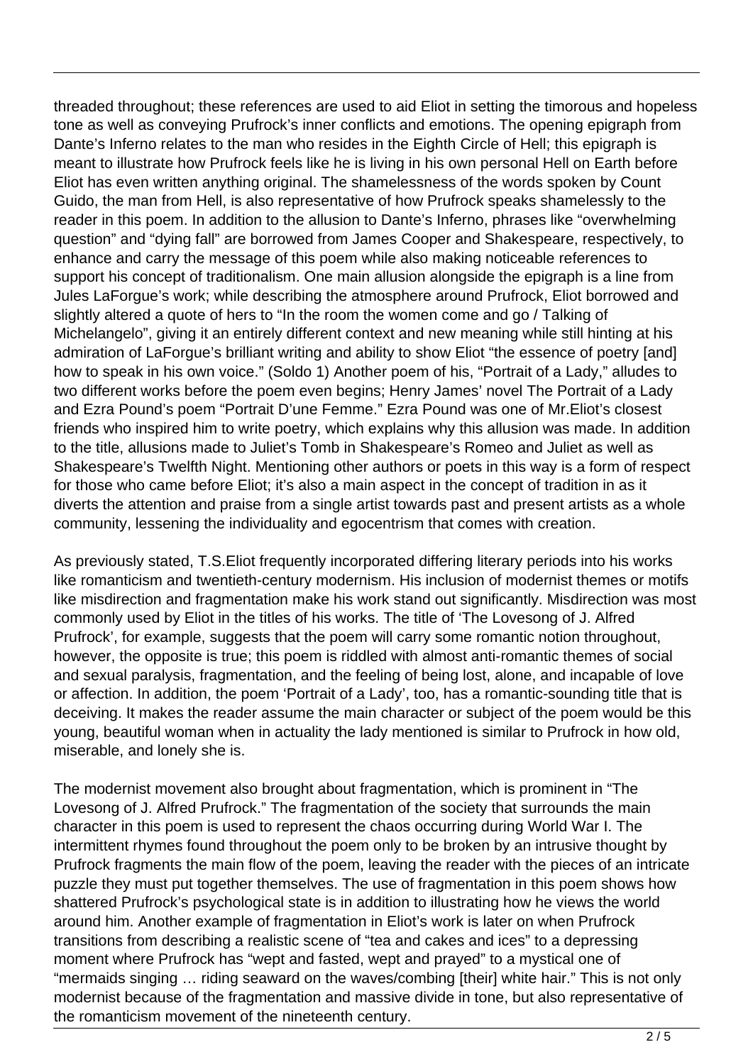threaded throughout; these references are used to aid Eliot in setting the timorous and hopeless tone as well as conveying Prufrock's inner conflicts and emotions. The opening epigraph from Dante's Inferno relates to the man who resides in the Eighth Circle of Hell; this epigraph is meant to illustrate how Prufrock feels like he is living in his own personal Hell on Earth before Eliot has even written anything original. The shamelessness of the words spoken by Count Guido, the man from Hell, is also representative of how Prufrock speaks shamelessly to the reader in this poem. In addition to the allusion to Dante's Inferno, phrases like "overwhelming question" and "dying fall" are borrowed from James Cooper and Shakespeare, respectively, to enhance and carry the message of this poem while also making noticeable references to support his concept of traditionalism. One main allusion alongside the epigraph is a line from Jules LaForgue's work; while describing the atmosphere around Prufrock, Eliot borrowed and slightly altered a quote of hers to "In the room the women come and go / Talking of Michelangelo", giving it an entirely different context and new meaning while still hinting at his admiration of LaForgue's brilliant writing and ability to show Eliot "the essence of poetry [and] how to speak in his own voice." (Soldo 1) Another poem of his, "Portrait of a Lady," alludes to two different works before the poem even begins; Henry James' novel The Portrait of a Lady and Ezra Pound's poem "Portrait D'une Femme." Ezra Pound was one of Mr.Eliot's closest friends who inspired him to write poetry, which explains why this allusion was made. In addition to the title, allusions made to Juliet's Tomb in Shakespeare's Romeo and Juliet as well as Shakespeare's Twelfth Night. Mentioning other authors or poets in this way is a form of respect for those who came before Eliot; it's also a main aspect in the concept of tradition in as it diverts the attention and praise from a single artist towards past and present artists as a whole community, lessening the individuality and egocentrism that comes with creation.

As previously stated, T.S.Eliot frequently incorporated differing literary periods into his works like romanticism and twentieth-century modernism. His inclusion of modernist themes or motifs like misdirection and fragmentation make his work stand out significantly. Misdirection was most commonly used by Eliot in the titles of his works. The title of 'The Lovesong of J. Alfred Prufrock', for example, suggests that the poem will carry some romantic notion throughout, however, the opposite is true; this poem is riddled with almost anti-romantic themes of social and sexual paralysis, fragmentation, and the feeling of being lost, alone, and incapable of love or affection. In addition, the poem 'Portrait of a Lady', too, has a romantic-sounding title that is deceiving. It makes the reader assume the main character or subject of the poem would be this young, beautiful woman when in actuality the lady mentioned is similar to Prufrock in how old, miserable, and lonely she is.

The modernist movement also brought about fragmentation, which is prominent in "The Lovesong of J. Alfred Prufrock." The fragmentation of the society that surrounds the main character in this poem is used to represent the chaos occurring during World War I. The intermittent rhymes found throughout the poem only to be broken by an intrusive thought by Prufrock fragments the main flow of the poem, leaving the reader with the pieces of an intricate puzzle they must put together themselves. The use of fragmentation in this poem shows how shattered Prufrock's psychological state is in addition to illustrating how he views the world around him. Another example of fragmentation in Eliot's work is later on when Prufrock transitions from describing a realistic scene of "tea and cakes and ices" to a depressing moment where Prufrock has "wept and fasted, wept and prayed" to a mystical one of "mermaids singing … riding seaward on the waves/combing [their] white hair." This is not only modernist because of the fragmentation and massive divide in tone, but also representative of the romanticism movement of the nineteenth century.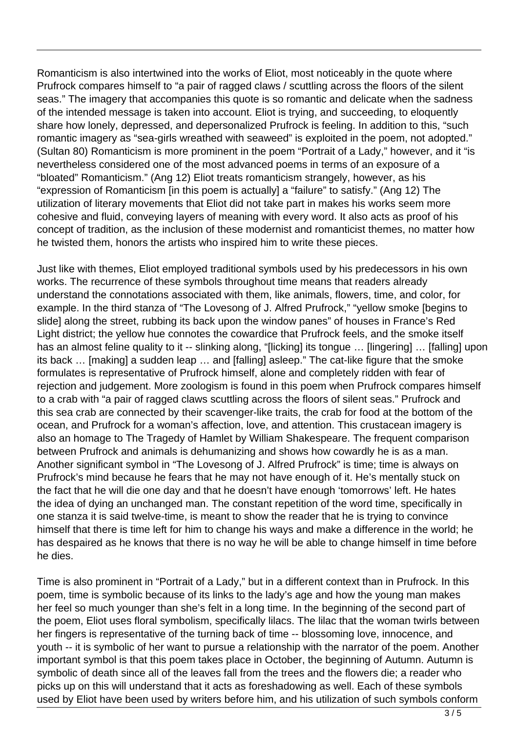Romanticism is also intertwined into the works of Eliot, most noticeably in the quote where Prufrock compares himself to "a pair of ragged claws / scuttling across the floors of the silent seas." The imagery that accompanies this quote is so romantic and delicate when the sadness of the intended message is taken into account. Eliot is trying, and succeeding, to eloquently share how lonely, depressed, and depersonalized Prufrock is feeling. In addition to this, "such romantic imagery as "sea-girls wreathed with seaweed" is exploited in the poem, not adopted." (Sultan 80) Romanticism is more prominent in the poem "Portrait of a Lady," however, and it "is nevertheless considered one of the most advanced poems in terms of an exposure of a "bloated" Romanticism." (Ang 12) Eliot treats romanticism strangely, however, as his "expression of Romanticism [in this poem is actually] a "failure" to satisfy." (Ang 12) The utilization of literary movements that Eliot did not take part in makes his works seem more cohesive and fluid, conveying layers of meaning with every word. It also acts as proof of his concept of tradition, as the inclusion of these modernist and romanticist themes, no matter how he twisted them, honors the artists who inspired him to write these pieces.

Just like with themes, Eliot employed traditional symbols used by his predecessors in his own works. The recurrence of these symbols throughout time means that readers already understand the connotations associated with them, like animals, flowers, time, and color, for example. In the third stanza of "The Lovesong of J. Alfred Prufrock," "yellow smoke [begins to slide] along the street, rubbing its back upon the window panes" of houses in France's Red Light district; the yellow hue connotes the cowardice that Prufrock feels, and the smoke itself has an almost feline quality to it -- slinking along, "[licking] its tongue … [lingering] … [falling] upon its back … [making] a sudden leap … and [falling] asleep." The cat-like figure that the smoke formulates is representative of Prufrock himself, alone and completely ridden with fear of rejection and judgement. More zoologism is found in this poem when Prufrock compares himself to a crab with "a pair of ragged claws scuttling across the floors of silent seas." Prufrock and this sea crab are connected by their scavenger-like traits, the crab for food at the bottom of the ocean, and Prufrock for a woman's affection, love, and attention. This crustacean imagery is also an homage to The Tragedy of Hamlet by William Shakespeare. The frequent comparison between Prufrock and animals is dehumanizing and shows how cowardly he is as a man. Another significant symbol in "The Lovesong of J. Alfred Prufrock" is time; time is always on Prufrock's mind because he fears that he may not have enough of it. He's mentally stuck on the fact that he will die one day and that he doesn't have enough 'tomorrows' left. He hates the idea of dying an unchanged man. The constant repetition of the word time, specifically in one stanza it is said twelve-time, is meant to show the reader that he is trying to convince himself that there is time left for him to change his ways and make a difference in the world; he has despaired as he knows that there is no way he will be able to change himself in time before he dies.

Time is also prominent in "Portrait of a Lady," but in a different context than in Prufrock. In this poem, time is symbolic because of its links to the lady's age and how the young man makes her feel so much younger than she's felt in a long time. In the beginning of the second part of the poem, Eliot uses floral symbolism, specifically lilacs. The lilac that the woman twirls between her fingers is representative of the turning back of time -- blossoming love, innocence, and youth -- it is symbolic of her want to pursue a relationship with the narrator of the poem. Another important symbol is that this poem takes place in October, the beginning of Autumn. Autumn is symbolic of death since all of the leaves fall from the trees and the flowers die; a reader who picks up on this will understand that it acts as foreshadowing as well. Each of these symbols used by Eliot have been used by writers before him, and his utilization of such symbols conform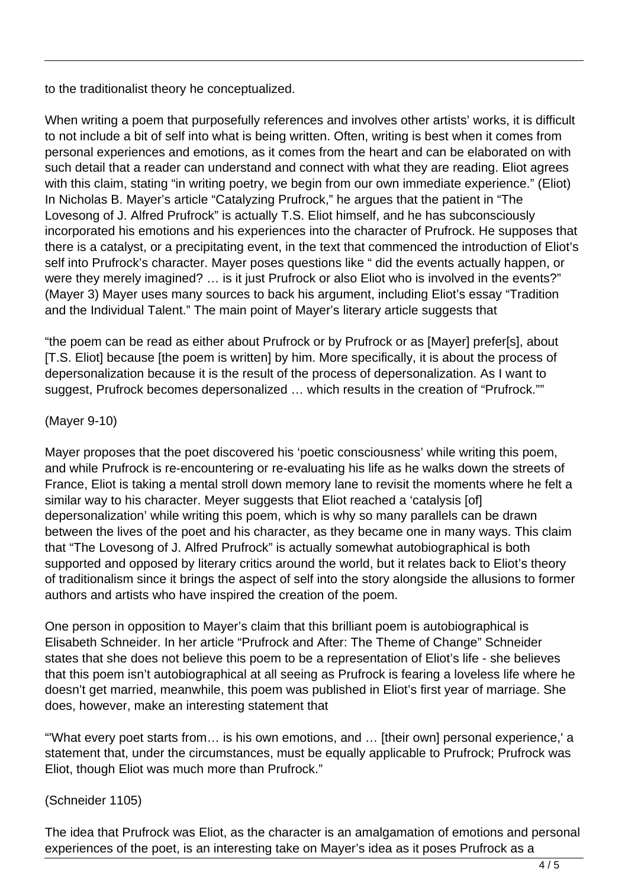to the traditionalist theory he conceptualized.

When writing a poem that purposefully references and involves other artists' works, it is difficult to not include a bit of self into what is being written. Often, writing is best when it comes from personal experiences and emotions, as it comes from the heart and can be elaborated on with such detail that a reader can understand and connect with what they are reading. Eliot agrees with this claim, stating "in writing poetry, we begin from our own immediate experience." (Eliot) In Nicholas B. Mayer's article "Catalyzing Prufrock," he argues that the patient in "The Lovesong of J. Alfred Prufrock" is actually T.S. Eliot himself, and he has subconsciously incorporated his emotions and his experiences into the character of Prufrock. He supposes that there is a catalyst, or a precipitating event, in the text that commenced the introduction of Eliot's self into Prufrock's character. Mayer poses questions like " did the events actually happen, or were they merely imagined? … is it just Prufrock or also Eliot who is involved in the events?" (Mayer 3) Mayer uses many sources to back his argument, including Eliot's essay "Tradition and the Individual Talent." The main point of Mayer's literary article suggests that

"the poem can be read as either about Prufrock or by Prufrock or as [Mayer] prefer[s], about [T.S. Eliot] because [the poem is written] by him. More specifically, it is about the process of depersonalization because it is the result of the process of depersonalization. As I want to suggest, Prufrock becomes depersonalized … which results in the creation of "Prufrock.""

(Mayer 9-10)

Mayer proposes that the poet discovered his 'poetic consciousness' while writing this poem, and while Prufrock is re-encountering or re-evaluating his life as he walks down the streets of France, Eliot is taking a mental stroll down memory lane to revisit the moments where he felt a similar way to his character. Meyer suggests that Eliot reached a 'catalysis [of] depersonalization' while writing this poem, which is why so many parallels can be drawn between the lives of the poet and his character, as they became one in many ways. This claim that "The Lovesong of J. Alfred Prufrock" is actually somewhat autobiographical is both supported and opposed by literary critics around the world, but it relates back to Eliot's theory of traditionalism since it brings the aspect of self into the story alongside the allusions to former authors and artists who have inspired the creation of the poem.

One person in opposition to Mayer's claim that this brilliant poem is autobiographical is Elisabeth Schneider. In her article "Prufrock and After: The Theme of Change" Schneider states that she does not believe this poem to be a representation of Eliot's life - she believes that this poem isn't autobiographical at all seeing as Prufrock is fearing a loveless life where he doesn't get married, meanwhile, this poem was published in Eliot's first year of marriage. She does, however, make an interesting statement that

"'What every poet starts from… is his own emotions, and … [their own] personal experience,' a statement that, under the circumstances, must be equally applicable to Prufrock; Prufrock was Eliot, though Eliot was much more than Prufrock."

(Schneider 1105)

The idea that Prufrock was Eliot, as the character is an amalgamation of emotions and personal experiences of the poet, is an interesting take on Mayer's idea as it poses Prufrock as a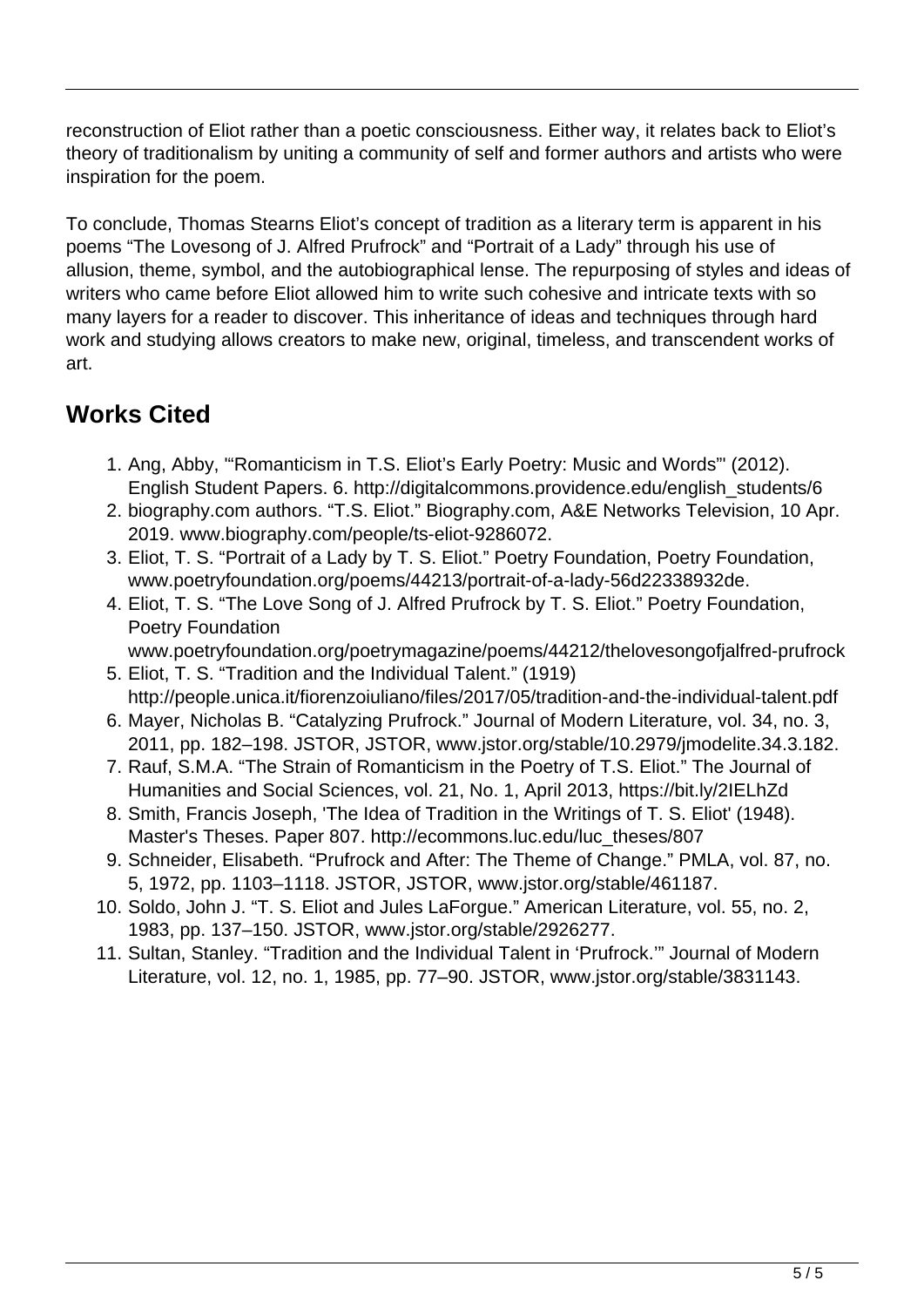reconstruction of Eliot rather than a poetic consciousness. Either way, it relates back to Eliot's theory of traditionalism by uniting a community of self and former authors and artists who were inspiration for the poem.

To conclude, Thomas Stearns Eliot's concept of tradition as a literary term is apparent in his poems "The Lovesong of J. Alfred Prufrock" and "Portrait of a Lady" through his use of allusion, theme, symbol, and the autobiographical lense. The repurposing of styles and ideas of writers who came before Eliot allowed him to write such cohesive and intricate texts with so many layers for a reader to discover. This inheritance of ideas and techniques through hard work and studying allows creators to make new, original, timeless, and transcendent works of art.

## Works Cited

1. Ang, Abby, '"Romanticism in T.S. Eliot's Early Poetry: Music and Words"' (2012). English Student Papers. 6. http://digitalcommons.providence.edu/english_students/6
2. biography.com authors. "T.S. Eliot." Biography.com, A&E Networks Television, 10 Apr. 2019. www.biography.com/people/ts-eliot-9286072.
3. Eliot, T. S. "Portrait of a Lady by T. S. Eliot." Poetry Foundation, Poetry Foundation, www.poetryfoundation.org/poems/44213/portrait-of-a-lady-56d22338932de.
4. Eliot, T. S. "The Love Song of J. Alfred Prufrock by T. S. Eliot." Poetry Foundation, Poetry Foundation www.poetryfoundation.org/poetrymagazine/poems/44212/thelovesongofjalfred-prufrock
5. Eliot, T. S. "Tradition and the Individual Talent." (1919) http://people.unica.it/fiorenzoiuliano/files/2017/05/tradition-and-the-individual-talent.pdf
6. Mayer, Nicholas B. "Catalyzing Prufrock." Journal of Modern Literature, vol. 34, no. 3, 2011, pp. 182–198. JSTOR, JSTOR, www.jstor.org/stable/10.2979/jmodelite.34.3.182.
7. Rauf, S.M.A. "The Strain of Romanticism in the Poetry of T.S. Eliot." The Journal of Humanities and Social Sciences, vol. 21, No. 1, April 2013, https://bit.ly/2IELhZd
8. Smith, Francis Joseph, 'The Idea of Tradition in the Writings of T. S. Eliot' (1948). Master's Theses. Paper 807. http://ecommons.luc.edu/luc_theses/807
9. Schneider, Elisabeth. "Prufrock and After: The Theme of Change." PMLA, vol. 87, no. 5, 1972, pp. 1103–1118. JSTOR, JSTOR, www.jstor.org/stable/461187.
10. Soldo, John J. "T. S. Eliot and Jules LaForgue." American Literature, vol. 55, no. 2, 1983, pp. 137–150. JSTOR, www.jstor.org/stable/2926277.
11. Sultan, Stanley. "Tradition and the Individual Talent in 'Prufrock.'" Journal of Modern Literature, vol. 12, no. 1, 1985, pp. 77–90. JSTOR, www.jstor.org/stable/3831143.